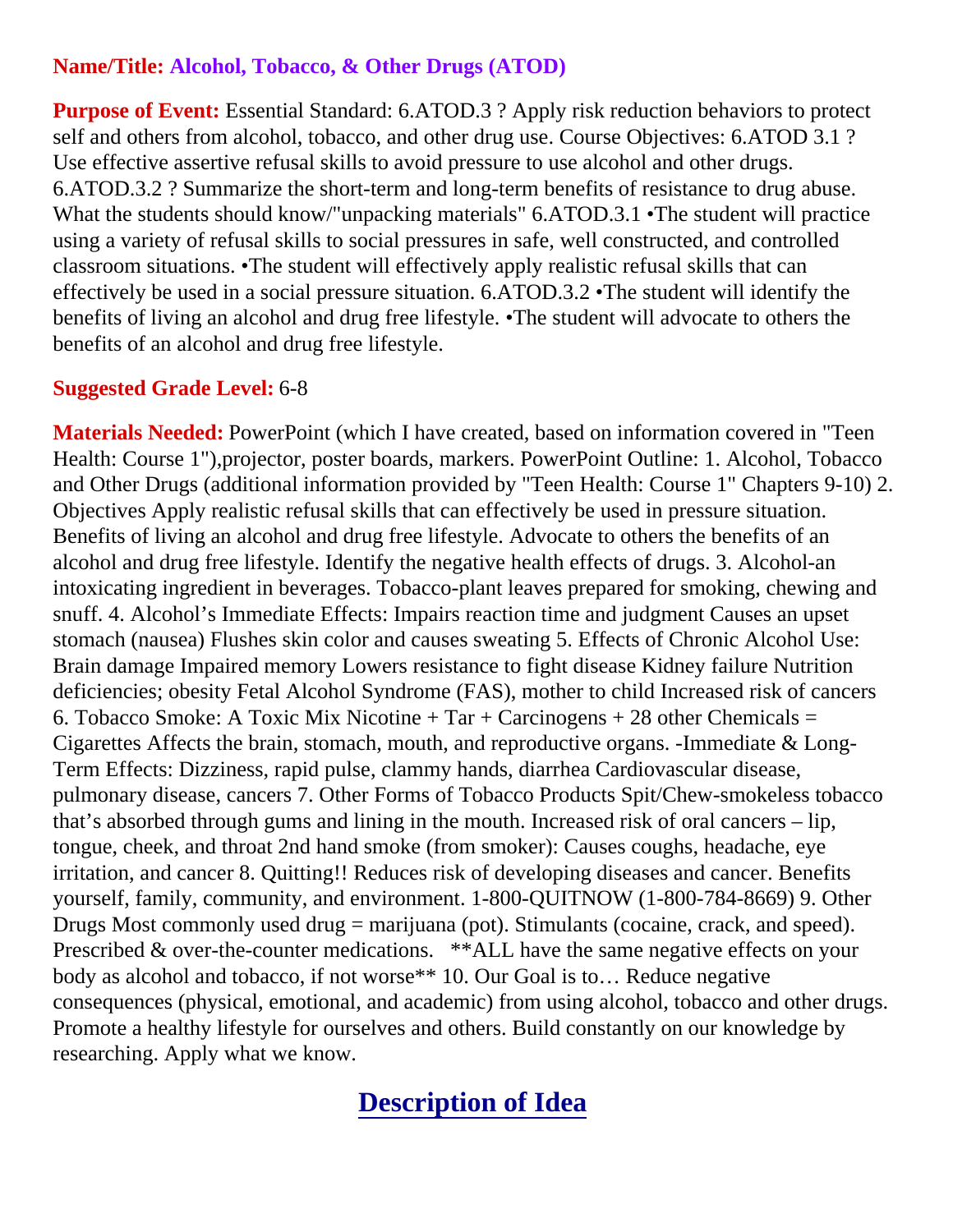**Name/Title:** **Alcohol, Tobacco, & Other Drugs (ATOD)**

**Purpose of Event:** Essential Standard: 6.ATOD.3 ? Apply risk reduction behaviors to protect self and others from alcohol, tobacco, and other drug use. Course Objectives: 6.ATOD 3.1 ? Use effective assertive refusal skills to avoid pressure to use alcohol and other drugs. 6.ATOD.3.2 ? Summarize the short-term and long-term benefits of resistance to drug abuse. What the students should know/"unpacking materials" 6.ATOD.3.1 •The student will practice using a variety of refusal skills to social pressures in safe, well constructed, and controlled classroom situations. •The student will effectively apply realistic refusal skills that can effectively be used in a social pressure situation. 6.ATOD.3.2 •The student will identify the benefits of living an alcohol and drug free lifestyle. •The student will advocate to others the benefits of an alcohol and drug free lifestyle.

**Suggested Grade Level:** 6-8

**Materials Needed:** PowerPoint (which I have created, based on information covered in "Teen Health: Course 1"),projector, poster boards, markers. PowerPoint Outline: 1. Alcohol, Tobacco and Other Drugs (additional information provided by "Teen Health: Course 1" Chapters 9-10) 2. Objectives Apply realistic refusal skills that can effectively be used in pressure situation. Benefits of living an alcohol and drug free lifestyle. Advocate to others the benefits of an alcohol and drug free lifestyle. Identify the negative health effects of drugs. 3. Alcohol-an intoxicating ingredient in beverages. Tobacco-plant leaves prepared for smoking, chewing and snuff. 4. Alcohol's Immediate Effects: Impairs reaction time and judgment Causes an upset stomach (nausea) Flushes skin color and causes sweating 5. Effects of Chronic Alcohol Use: Brain damage Impaired memory Lowers resistance to fight disease Kidney failure Nutrition deficiencies; obesity Fetal Alcohol Syndrome (FAS), mother to child Increased risk of cancers 6. Tobacco Smoke: A Toxic Mix Nicotine + Tar + Carcinogens + 28 other Chemicals = Cigarettes Affects the brain, stomach, mouth, and reproductive organs. -Immediate & Long-Term Effects: Dizziness, rapid pulse, clammy hands, diarrhea Cardiovascular disease, pulmonary disease, cancers 7. Other Forms of Tobacco Products Spit/Chew-smokeless tobacco that's absorbed through gums and lining in the mouth. Increased risk of oral cancers – lip, tongue, cheek, and throat 2nd hand smoke (from smoker): Causes coughs, headache, eye irritation, and cancer 8. Quitting!! Reduces risk of developing diseases and cancer. Benefits yourself, family, community, and environment. 1-800-QUITNOW (1-800-784-8669) 9. Other Drugs Most commonly used drug = marijuana (pot). Stimulants (cocaine, crack, and speed). Prescribed & over-the-counter medications. **ALL have the same negative effects on your body as alcohol and tobacco, if not worse** 10. Our Goal is to… Reduce negative consequences (physical, emotional, and academic) from using alcohol, tobacco and other drugs. Promote a healthy lifestyle for ourselves and others. Build constantly on our knowledge by researching. Apply what we know.

## Description of Idea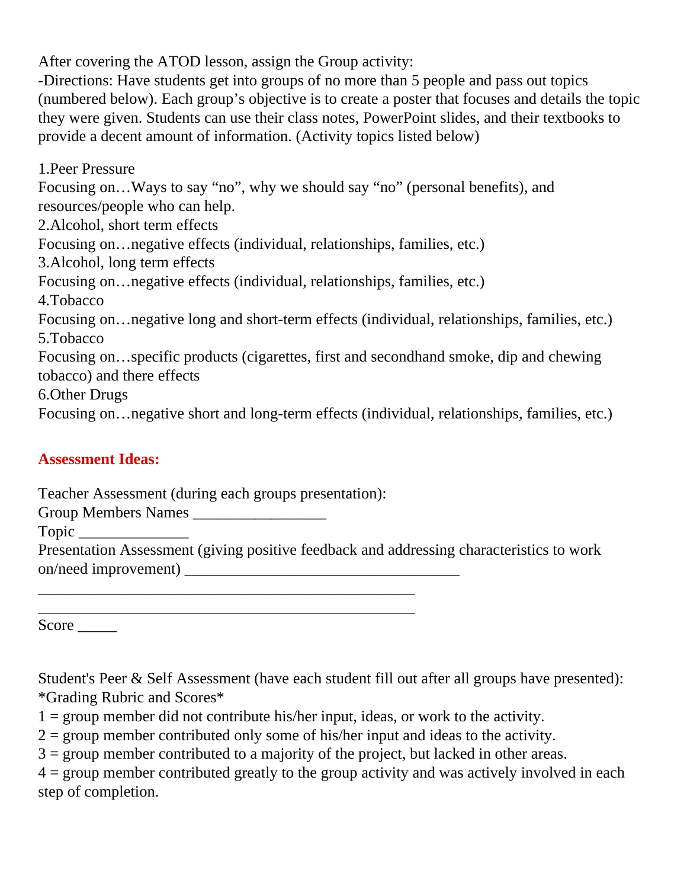After covering the ATOD lesson, assign the Group activity:

-Directions: Have students get into groups of no more than 5 people and pass out topics (numbered below). Each group's objective is to create a poster that focuses and details the topic they were given. Students can use their class notes, PowerPoint slides, and their textbooks to provide a decent amount of information. (Activity topics listed below)

1.Peer Pressure
Focusing on…Ways to say "no", why we should say "no" (personal benefits), and resources/people who can help.
2.Alcohol, short term effects
Focusing on…negative effects (individual, relationships, families, etc.)
3.Alcohol, long term effects
Focusing on…negative effects (individual, relationships, families, etc.)
4.Tobacco
Focusing on…negative long and short-term effects (individual, relationships, families, etc.)
5.Tobacco
Focusing on…specific products (cigarettes, first and secondhand smoke, dip and chewing tobacco) and there effects
6.Other Drugs
Focusing on…negative short and long-term effects (individual, relationships, families, etc.)

**Assessment Ideas:**

Teacher Assessment (during each groups presentation):
Group Members Names _________________
Topic ______________
Presentation Assessment (giving positive feedback and addressing characteristics to work on/need improvement) __________________________________
_________________________________________________
_________________________________________________
Score _____

Student's Peer & Self Assessment (have each student fill out after all groups have presented):
*Grading Rubric and Scores*
1 = group member did not contribute his/her input, ideas, or work to the activity.
2 = group member contributed only some of his/her input and ideas to the activity.
3 = group member contributed to a majority of the project, but lacked in other areas.
4 = group member contributed greatly to the group activity and was actively involved in each step of completion.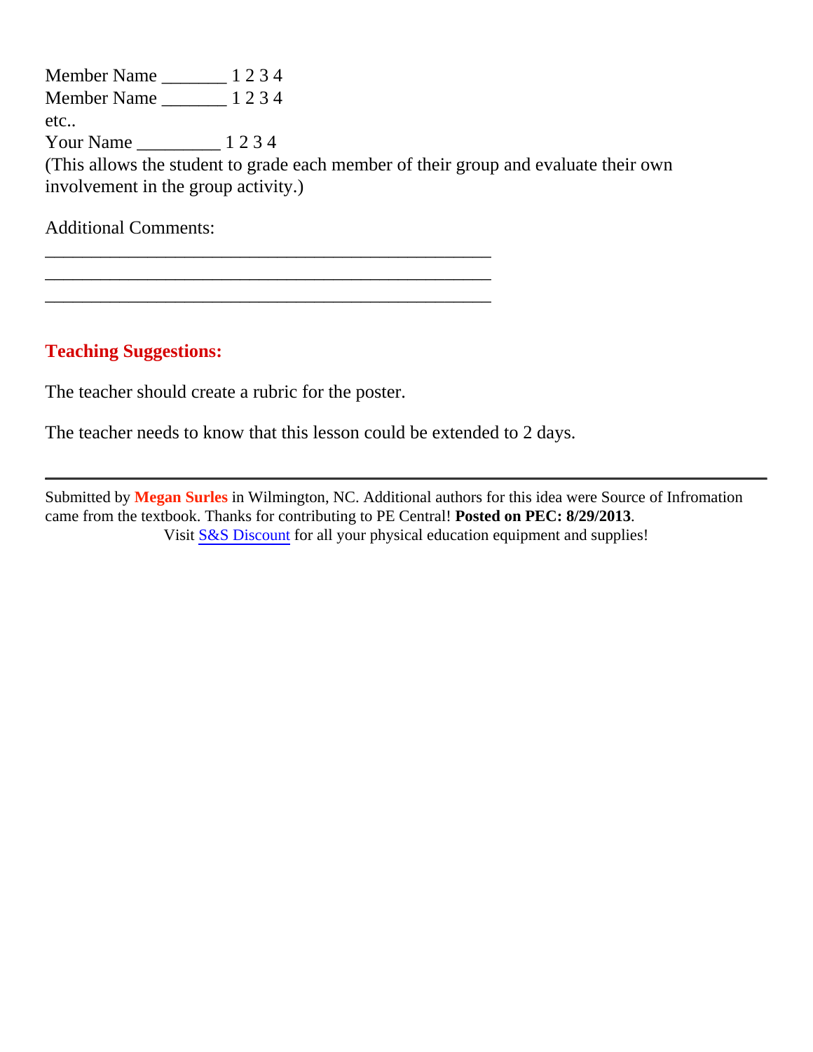Member Name _______ 1 2 3 4
Member Name _______ 1 2 3 4
etc..
Your Name _________ 1 2 3 4
(This allows the student to grade each member of their group and evaluate their own involvement in the group activity.)

Additional Comments:
_______________________________________________
_______________________________________________
_______________________________________________

**Teaching Suggestions:**

The teacher should create a rubric for the poster.

The teacher needs to know that this lesson could be extended to 2 days.

---

Submitted by **Megan Surles** in Wilmington, NC. Additional authors for this idea were Source of Infromation came from the textbook. Thanks for contributing to PE Central! **Posted on PEC: 8/29/2013**.
Visit S&S Discount for all your physical education equipment and supplies!